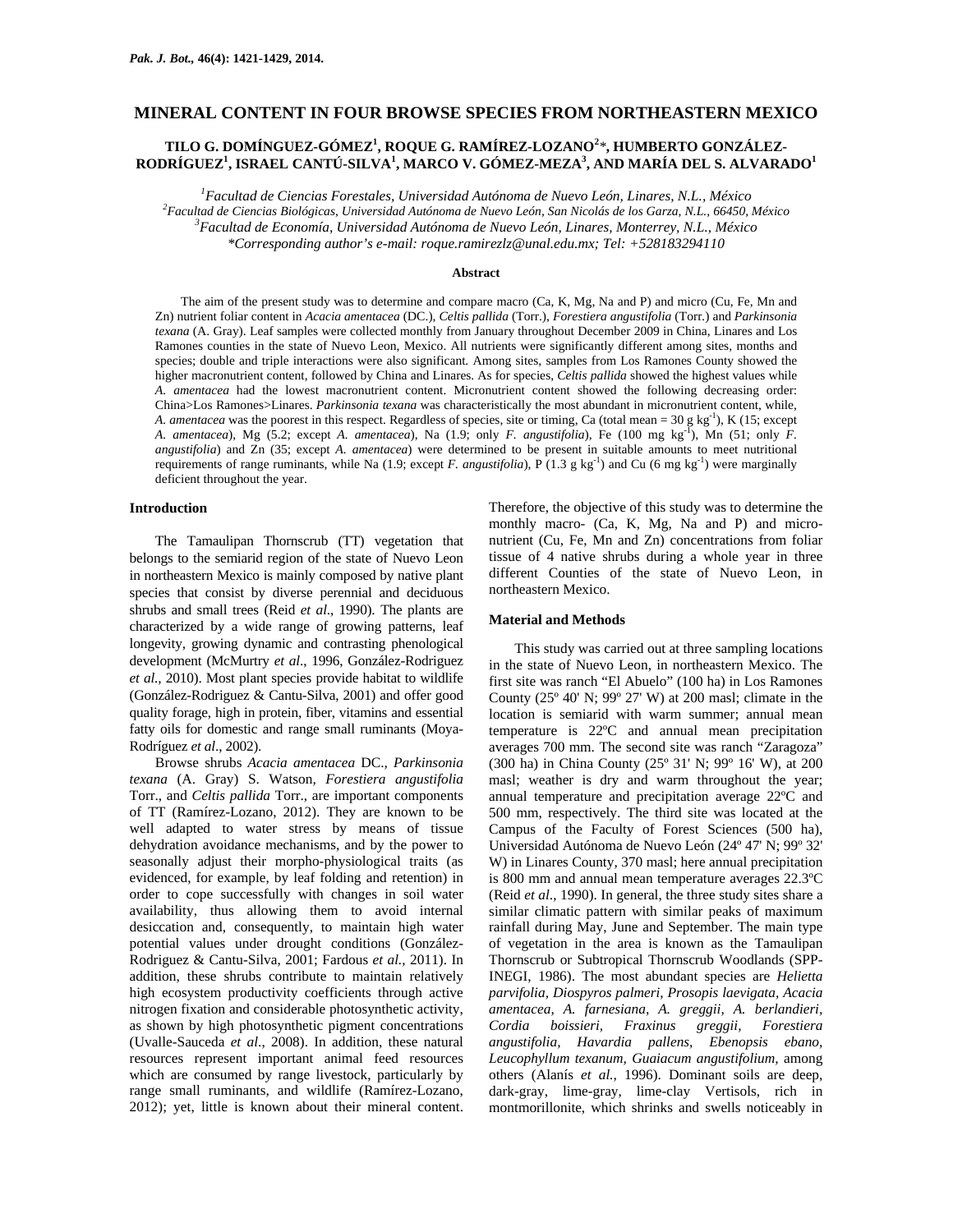# MINERAL CONTENT IN FOUR BROWSE SPECIES FROM NORTHEASTERN MEXICO

**TILO G. DOMÍNGUEZ-GÓMEZ[1], ROQUE G. RAMÍREZ-LOZANO[2]*, HUMBERTO GONZÁLEZ-RODRÍGUEZ[1], ISRAEL CANTÚ-SILVA[1], MARCO V. GÓMEZ-MEZA[3], AND MARÍA DEL S. ALVARADO[1]**

[1]*Facultad de Ciencias Forestales, Universidad Autónoma de Nuevo León, Linares, N.L., México*
[2]*Facultad de Ciencias Biológicas, Universidad Autónoma de Nuevo León, San Nicolás de los Garza, N.L., 66450, México*
[3]*Facultad de Economía, Universidad Autónoma de Nuevo León, Linares, Monterrey, N.L., México*
*\*Corresponding author's e-mail: roque.ramirezlz@unal.edu.mx; Tel: +528183294110*

## Abstract

The aim of the present study was to determine and compare macro (Ca, K, Mg, Na and P) and micro (Cu, Fe, Mn and Zn) nutrient foliar content in *Acacia amentacea* (DC.), *Celtis pallida* (Torr.), *Forestiera angustifolia* (Torr.) and *Parkinsonia texana* (A. Gray). Leaf samples were collected monthly from January throughout December 2009 in China, Linares and Los Ramones counties in the state of Nuevo Leon, Mexico. All nutrients were significantly different among sites, months and species; double and triple interactions were also significant. Among sites, samples from Los Ramones County showed the higher macronutrient content, followed by China and Linares. As for species, *Celtis pallida* showed the highest values while *A. amentacea* had the lowest macronutrient content. Micronutrient content showed the following decreasing order: China>Los Ramones>Linares. *Parkinsonia texana* was characteristically the most abundant in micronutrient content, while, *A. amentacea* was the poorest in this respect. Regardless of species, site or timing, Ca (total mean = 30 g $kg^{-1}$), K (15; except *A. amentacea*), Mg (5.2; except *A. amentacea*), Na (1.9; only *F. angustifolia*), Fe (100 mg $kg^{-1}$), Mn (51; only *F. angustifolia*) and Zn (35; except *A. amentacea*) were determined to be present in suitable amounts to meet nutritional requirements of range ruminants, while Na (1.9; except *F. angustifolia*), P (1.3 g $kg^{-1}$) and Cu (6 mg $kg^{-1}$) were marginally deficient throughout the year.

## Introduction

The Tamaulipan Thornscrub (TT) vegetation that belongs to the semiarid region of the state of Nuevo Leon in northeastern Mexico is mainly composed by native plant species that consist by diverse perennial and deciduous shrubs and small trees (Reid *et al*., 1990). The plants are characterized by a wide range of growing patterns, leaf longevity, growing dynamic and contrasting phenological development (McMurtry *et al*., 1996, González-Rodriguez *et al.,* 2010). Most plant species provide habitat to wildlife (González-Rodriguez & Cantu-Silva, 2001) and offer good quality forage, high in protein, fiber, vitamins and essential fatty oils for domestic and range small ruminants (Moya-Rodríguez *et al*., 2002).

Browse shrubs *Acacia amentacea* DC., *Parkinsonia texana* (A. Gray) S. Watson, *Forestiera angustifolia* Torr., and *Celtis pallida* Torr., are important components of TT (Ramírez-Lozano, 2012). They are known to be well adapted to water stress by means of tissue dehydration avoidance mechanisms, and by the power to seasonally adjust their morpho-physiological traits (as evidenced, for example, by leaf folding and retention) in order to cope successfully with changes in soil water availability, thus allowing them to avoid internal desiccation and, consequently, to maintain high water potential values under drought conditions (González-Rodriguez & Cantu-Silva, 2001; Fardous *et al.,* 2011). In addition, these shrubs contribute to maintain relatively high ecosystem productivity coefficients through active nitrogen fixation and considerable photosynthetic activity, as shown by high photosynthetic pigment concentrations (Uvalle-Sauceda *et al*., 2008). In addition, these natural resources represent important animal feed resources which are consumed by range livestock, particularly by range small ruminants, and wildlife (Ramírez-Lozano, 2012); yet, little is known about their mineral content. Therefore, the objective of this study was to determine the monthly macro- (Ca, K, Mg, Na and P) and micro-nutrient (Cu, Fe, Mn and Zn) concentrations from foliar tissue of 4 native shrubs during a whole year in three different Counties of the state of Nuevo Leon, in northeastern Mexico.

## Material and Methods

This study was carried out at three sampling locations in the state of Nuevo Leon, in northeastern Mexico. The first site was ranch "El Abuelo" (100 ha) in Los Ramones County (25º 40' N; 99º 27' W) at 200 masl; climate in the location is semiarid with warm summer; annual mean temperature is 22ºC and annual mean precipitation averages 700 mm. The second site was ranch "Zaragoza" (300 ha) in China County (25º 31' N; 99º 16' W), at 200 masl; weather is dry and warm throughout the year; annual temperature and precipitation average 22ºC and 500 mm, respectively. The third site was located at the Campus of the Faculty of Forest Sciences (500 ha), Universidad Autónoma de Nuevo León (24º 47' N; 99º 32' W) in Linares County, 370 masl; here annual precipitation is 800 mm and annual mean temperature averages 22.3ºC (Reid *et al*., 1990). In general, the three study sites share a similar climatic pattern with similar peaks of maximum rainfall during May, June and September. The main type of vegetation in the area is known as the Tamaulipan Thornscrub or Subtropical Thornscrub Woodlands (SPP-INEGI, 1986). The most abundant species are *Helietta parvifolia, Diospyros palmeri, Prosopis laevigata, Acacia amentacea, A. farnesiana, A. greggii, A. berlandieri, Cordia boissieri, Fraxinus greggii, Forestiera angustifolia, Havardia pallens, Ebenopsis ebano, Leucophyllum texanum, Guaiacum angustifolium,* among others (Alanís *et al.,* 1996). Dominant soils are deep, dark-gray, lime-gray, lime-clay Vertisols, rich in montmorillonite, which shrinks and swells noticeably in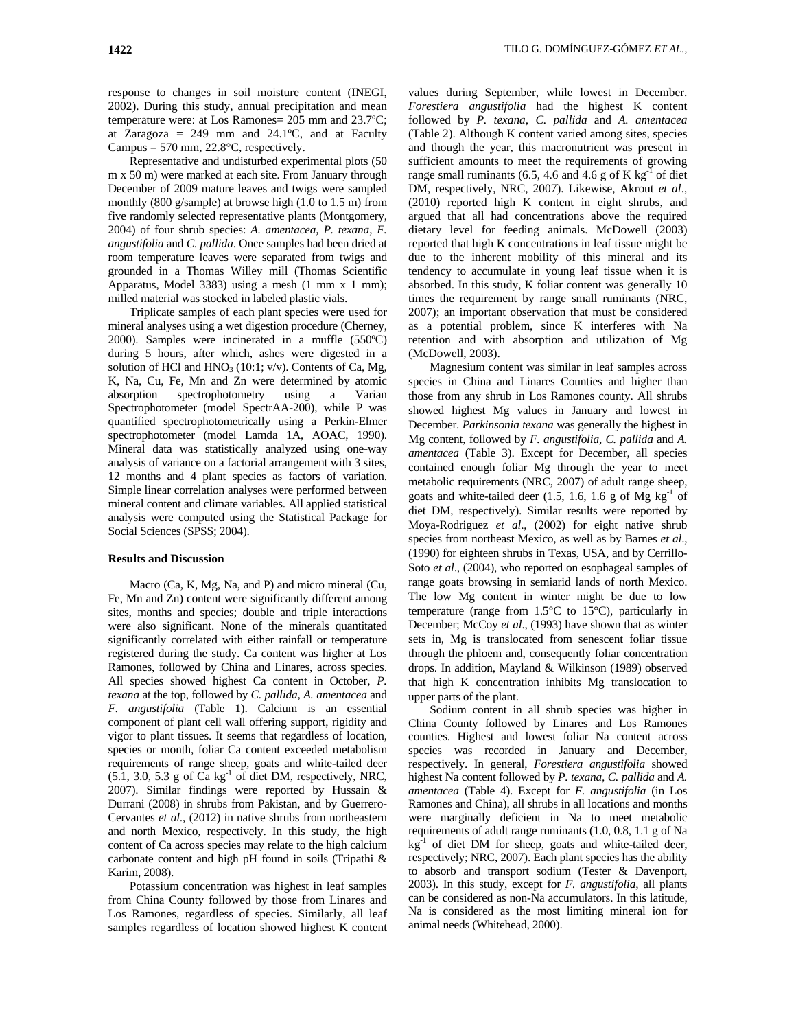response to changes in soil moisture content (INEGI, 2002). During this study, annual precipitation and mean temperature were: at Los Ramones= 205 mm and 23.7ºC; at Zaragoza = 249 mm and 24.1ºC, and at Faculty Campus = 570 mm, 22.8°C, respectively.

Representative and undisturbed experimental plots (50 m x 50 m) were marked at each site. From January through December of 2009 mature leaves and twigs were sampled monthly (800 g/sample) at browse high (1.0 to 1.5 m) from five randomly selected representative plants (Montgomery, 2004) of four shrub species: *A. amentacea*, *P. texana*, *F. angustifolia* and *C. pallida*. Once samples had been dried at room temperature leaves were separated from twigs and grounded in a Thomas Willey mill (Thomas Scientific Apparatus, Model 3383) using a mesh (1 mm x 1 mm); milled material was stocked in labeled plastic vials.

Triplicate samples of each plant species were used for mineral analyses using a wet digestion procedure (Cherney, 2000). Samples were incinerated in a muffle (550ºC) during 5 hours, after which, ashes were digested in a solution of HCl and $HNO_3$ (10:1; v/v). Contents of Ca, Mg, K, Na, Cu, Fe, Mn and Zn were determined by atomic absorption spectrophotometry using a Varian Spectrophotometer (model SpectrAA-200), while P was quantified spectrophotometrically using a Perkin-Elmer spectrophotometer (model Lamda 1A, AOAC, 1990). Mineral data was statistically analyzed using one-way analysis of variance on a factorial arrangement with 3 sites, 12 months and 4 plant species as factors of variation. Simple linear correlation analyses were performed between mineral content and climate variables. All applied statistical analysis were computed using the Statistical Package for Social Sciences (SPSS; 2004).

## Results and Discussion

Macro (Ca, K, Mg, Na, and P) and micro mineral (Cu, Fe, Mn and Zn) content were significantly different among sites, months and species; double and triple interactions were also significant. None of the minerals quantitated significantly correlated with either rainfall or temperature registered during the study. Ca content was higher at Los Ramones, followed by China and Linares, across species. All species showed highest Ca content in October, *P. texana* at the top, followed by *C. pallida*, *A. amentacea* and *F. angustifolia* (Table 1). Calcium is an essential component of plant cell wall offering support, rigidity and vigor to plant tissues. It seems that regardless of location, species or month, foliar Ca content exceeded metabolism requirements of range sheep, goats and white-tailed deer (5.1, 3.0, 5.3 g of Ca $kg^{-1}$ of diet DM, respectively, NRC, 2007). Similar findings were reported by Hussain & Durrani (2008) in shrubs from Pakistan, and by Guerrero-Cervantes *et al*., (2012) in native shrubs from northeastern and north Mexico, respectively. In this study, the high content of Ca across species may relate to the high calcium carbonate content and high pH found in soils (Tripathi & Karim, 2008).

Potassium concentration was highest in leaf samples from China County followed by those from Linares and Los Ramones, regardless of species. Similarly, all leaf samples regardless of location showed highest K content values during September, while lowest in December. *Forestiera angustifolia* had the highest K content followed by *P. texana*, *C. pallida* and *A. amentacea* (Table 2). Although K content varied among sites, species and though the year, this macronutrient was present in sufficient amounts to meet the requirements of growing range small ruminants (6.5, 4.6 and 4.6 g of K $kg^{-1}$ of diet DM, respectively, NRC, 2007). Likewise, Akrout *et al*., (2010) reported high K content in eight shrubs, and argued that all had concentrations above the required dietary level for feeding animals. McDowell (2003) reported that high K concentrations in leaf tissue might be due to the inherent mobility of this mineral and its tendency to accumulate in young leaf tissue when it is absorbed. In this study, K foliar content was generally 10 times the requirement by range small ruminants (NRC, 2007); an important observation that must be considered as a potential problem, since K interferes with Na retention and with absorption and utilization of Mg (McDowell, 2003).

Magnesium content was similar in leaf samples across species in China and Linares Counties and higher than those from any shrub in Los Ramones county. All shrubs showed highest Mg values in January and lowest in December. *Parkinsonia texana* was generally the highest in Mg content, followed by *F. angustifolia*, *C. pallida* and *A. amentacea* (Table 3). Except for December, all species contained enough foliar Mg through the year to meet metabolic requirements (NRC, 2007) of adult range sheep, goats and white-tailed deer (1.5, 1.6, 1.6 g of Mg $kg^{-1}$ of diet DM, respectively). Similar results were reported by Moya-Rodriguez *et al*., (2002) for eight native shrub species from northeast Mexico, as well as by Barnes *et al*., (1990) for eighteen shrubs in Texas, USA, and by Cerrillo-Soto *et al*., (2004), who reported on esophageal samples of range goats browsing in semiarid lands of north Mexico. The low Mg content in winter might be due to low temperature (range from 1.5°C to 15°C), particularly in December; McCoy *et al*., (1993) have shown that as winter sets in, Mg is translocated from senescent foliar tissue through the phloem and, consequently foliar concentration drops. In addition, Mayland & Wilkinson (1989) observed that high K concentration inhibits Mg translocation to upper parts of the plant.

Sodium content in all shrub species was higher in China County followed by Linares and Los Ramones counties. Highest and lowest foliar Na content across species was recorded in January and December, respectively. In general, *Forestiera angustifolia* showed highest Na content followed by *P. texana*, *C. pallida* and *A. amentacea* (Table 4). Except for *F. angustifolia* (in Los Ramones and China), all shrubs in all locations and months were marginally deficient in Na to meet metabolic requirements of adult range ruminants (1.0, 0.8, 1.1 g of Na $kg^{-1}$ of diet DM for sheep, goats and white-tailed deer, respectively; NRC, 2007). Each plant species has the ability to absorb and transport sodium (Tester & Davenport, 2003). In this study, except for *F. angustifolia,* all plants can be considered as non-Na accumulators. In this latitude, Na is considered as the most limiting mineral ion for animal needs (Whitehead, 2000).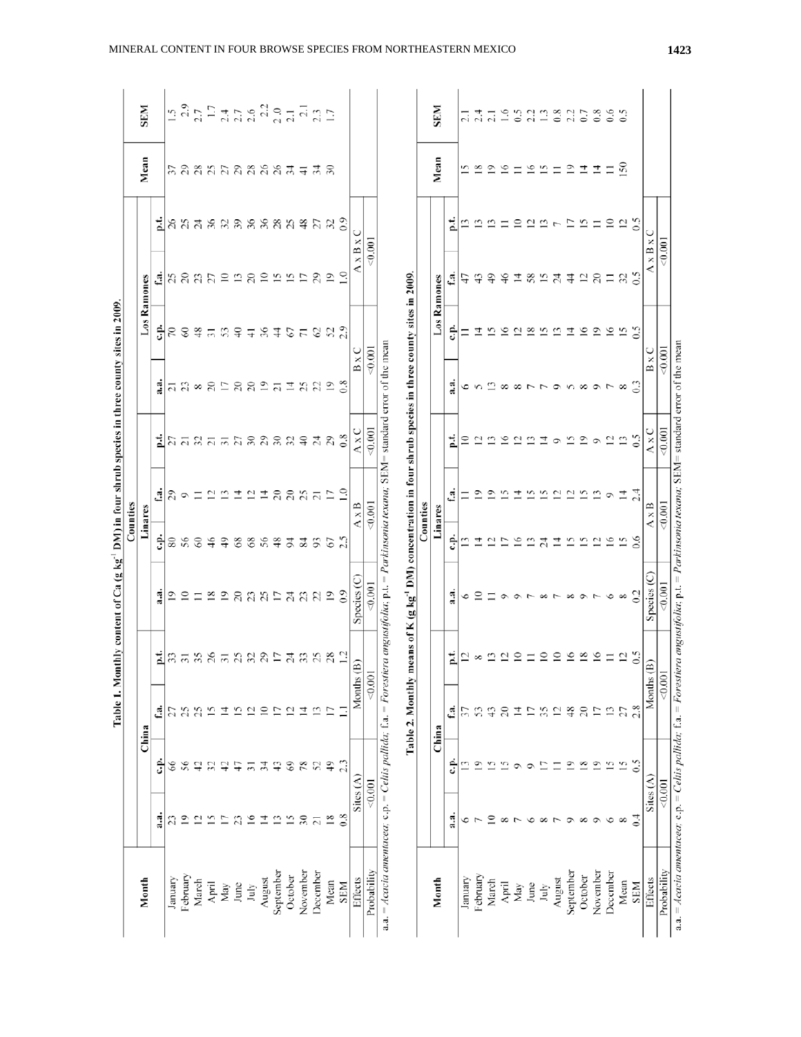**Table 1. Monthly content of Ca (g kg$^{-1}$ DM) in four shrub species in three county sites in 2009.**

| Month | China | | | | Linares | | | | Los Ramones | | | | Mean | SEM |
|---|---|---|---|---|---|---|---|---|---|---|---|---|---|---|
| | a.a. | c.p. | f.a. | p.t. | a.a. | c.p. | f.a. | p.t. | a.a. | c.p. | f.a. | p.t. | | |
| January | 23 | 66 | 27 | 33 | 19 | 80 | 29 | 27 | 21 | 70 | 25 | 26 | 37 | 1.5 |
| February | 19 | 56 | 25 | 31 | 10 | 56 | 9 | 21 | 23 | 60 | 20 | 25 | 29 | 2.9 |
| March | 12 | 42 | 25 | 35 | 11 | 60 | 11 | 32 | 8 | 48 | 23 | 24 | 28 | 2.7 |
| April | 15 | 32 | 15 | 26 | 18 | 46 | 12 | 21 | 20 | 31 | 27 | 36 | 25 | 1.7 |
| May | 17 | 42 | 14 | 31 | 19 | 49 | 13 | 31 | 17 | 53 | 10 | 32 | 27 | 2.4 |
| June | 23 | 47 | 15 | 25 | 20 | 68 | 14 | 27 | 20 | 40 | 13 | 39 | 29 | 2.7 |
| July | 16 | 31 | 12 | 32 | 23 | 68 | 12 | 30 | 20 | 41 | 20 | 36 | 28 | 2.6 |
| August | 14 | 34 | 10 | 29 | 25 | 56 | 14 | 29 | 19 | 36 | 10 | 36 | 26 | 2.2 |
| September | 13 | 43 | 17 | 17 | 17 | 48 | 20 | 30 | 21 | 44 | 15 | 28 | 26 | 2.0 |
| October | 15 | 69 | 12 | 24 | 24 | 94 | 20 | 32 | 14 | 67 | 15 | 25 | 34 | 2.1 |
| November | 30 | 78 | 14 | 33 | 23 | 84 | 25 | 40 | 25 | 71 | 17 | 48 | 41 | 2.1 |
| December | 21 | 52 | 13 | 25 | 22 | 93 | 21 | 24 | 22 | 62 | 29 | 27 | 34 | 2.3 |
| Mean | 18 | 49 | 17 | 28 | 19 | 67 | 17 | 29 | 19 | 52 | 19 | 32 | 30 | 1.7 |
| SEM | 0.8 | 2.3 | 1.1 | 1.2 | 0.9 | 2.5 | 1.0 | 0.8 | 0.8 | 2.9 | 1.0 | 0.9 | | |

| Effects | Sites (A) | Months (B) | Species (C) | A x B | A x C | B x C | A x B x C |
|---|---|---|---|---|---|---|---|
| Probability | <0.001 | <0.001 | <0.001 | <0.001 | <0.001 | <0.001 | <0.001 |

a.a. = *Acacia amentacea*; c.p. = *Celtis pallida*; f.a. = *Forestiera angustifolia*; p.t. = *Parkinsonia texana*; SEM= standard error of the mean

**Table 2. Monthly means of K (g kg$^{-1}$ DM) concentration in four shrub species in three county sites in 2009.**

| Month | China | | | | Linares | | | | Los Ramones | | | | Mean | SEM |
|---|---|---|---|---|---|---|---|---|---|---|---|---|---|---|
| | a.a. | c.p. | f.a. | p.t. | a.a. | c.p. | f.a. | p.t. | a.a. | c.p. | f.a. | p.t. | | |
| January | 6 | 13 | 37 | 12 | 6 | 13 | 11 | 10 | 6 | 11 | 47 | 13 | 15 | 2.1 |
| February | 7 | 19 | 53 | 8 | 10 | 14 | 19 | 12 | 5 | 14 | 43 | 13 | 18 | 2.4 |
| March | 10 | 15 | 43 | 13 | 11 | 12 | 19 | 13 | 13 | 15 | 49 | 13 | 19 | 2.1 |
| April | 8 | 15 | 20 | 12 | 9 | 17 | 15 | 16 | 8 | 16 | 46 | 11 | 16 | 1.6 |
| May | 7 | 9 | 14 | 10 | 9 | 16 | 14 | 12 | 8 | 12 | 14 | 10 | 11 | 0.5 |
| June | 6 | 9 | 17 | 11 | 7 | 13 | 15 | 13 | 7 | 18 | 58 | 12 | 16 | 2.2 |
| July | 8 | 17 | 35 | 10 | 8 | 24 | 15 | 14 | 7 | 15 | 15 | 13 | 15 | 1.3 |
| August | 7 | 11 | 12 | 10 | 7 | 14 | 12 | 9 | 9 | 13 | 24 | 7 | 11 | 0.8 |
| September | 9 | 19 | 48 | 16 | 8 | 15 | 12 | 15 | 5 | 14 | 44 | 17 | 19 | 2.2 |
| October | 8 | 18 | 20 | 18 | 9 | 15 | 15 | 19 | 8 | 16 | 12 | 15 | 14 | 0.7 |
| November | 9 | 19 | 17 | 16 | 7 | 12 | 13 | 9 | 9 | 19 | 20 | 11 | 14 | 0.8 |
| December | 6 | 15 | 13 | 11 | 6 | 16 | 9 | 12 | 7 | 16 | 11 | 10 | 11 | 0.6 |
| Mean | 8 | 15 | 27 | 12 | 8 | 15 | 14 | 13 | 8 | 15 | 32 | 12 | 150 | 0.5 |
| SEM | 0.4 | 0.5 | 2.8 | 0.5 | 0.2 | 0.6 | 2.4 | 0.5 | 0.3 | 0.5 | 0.5 | 0.5 | | |

| Effects | Sites (A) | Months (B) | Species (C) | A x B | A x C | B x C | A x B x C |
|---|---|---|---|---|---|---|---|
| Probability | <0.001 | <0.001 | <0.001 | <0.001 | <0.001 | <0.001 | <0.001 |

a.a. = *Acacia amentacea*; c.p. = *Celtis pallida*; f.a. = *Forestiera angustifolia*; p.t. = *Parkinsonia texana*; SEM= standard error of the mean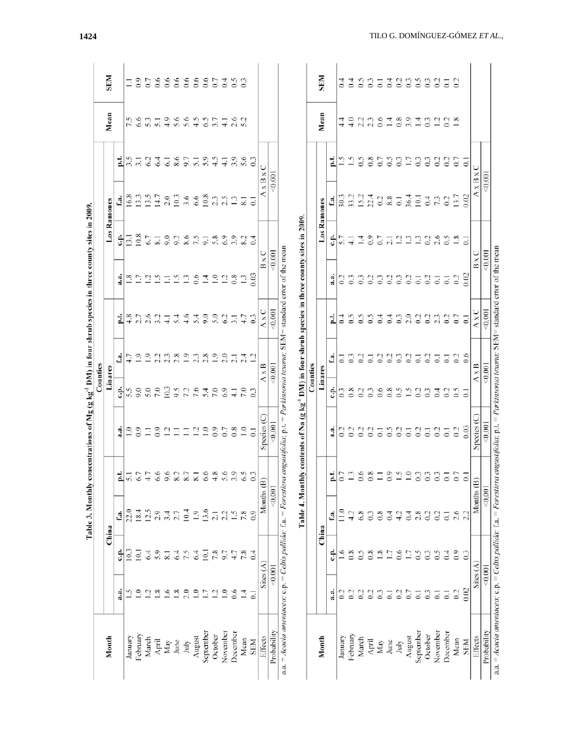**Table 3. Monthly concentrations of Mg (g kg⁻¹ DM) in four shrub species in three county sites in 2009.**

| Month | Counties | | | | | | | | | | | | Mean | SEM |
|---|---|---|---|---|---|---|---|---|---|---|---|---|---|---|
| | China | | | | Linares | | | | Los Ramones | | | | | |
| | a.a. | c.p. | f.a. | p.t. | a.a. | c.p. | f.a. | p.t. | a.a. | c.p. | f.a. | p.t. | | |
| January | 1.5 | 10.3 | 22.0 | 5.1 | 1.0 | 5.5 | 4.7 | 4.8 | 1.8 | 13.1 | 16.8 | 3.5 | 7.5 | 1.1 |
| February | 1.0 | 10.1 | 18.4 | 6.7 | 0.9 | 9.0 | 1.9 | 2.7 | 1.7 | 10.8 | 13.3 | 3.1 | 6.6 | 0.9 |
| March | 1.2 | 6.4 | 12.5 | 4.7 | 1.1 | 5.0 | 1.9 | 2.6 | 1.2 | 6.7 | 13.5 | 6.2 | 5.3 | 0.7 |
| April | 1.8 | 5.9 | 2.9 | 6.6 | 0.9 | 7.0 | 2.2 | 3.2 | 1.5 | 8.1 | 14.7 | 6.4 | 5.1 | 0.6 |
| May | 1.6 | 8.1 | 3.4 | 9.6 | 1.2 | 10.3 | 2.3 | 4.1 | 1.1 | 9.0 | 2.0 | 6.1 | 4.9 | 0.6 |
| June | 1.8 | 6.4 | 2.7 | 8.2 | 1.1 | 9.5 | 2.8 | 5.4 | 1.5 | 9.2 | 10.3 | 8.6 | 5.6 | 0.6 |
| July | 2.0 | 7.5 | 10.4 | 8.7 | 1.1 | 7.2 | 1.9 | 4.6 | 1.3 | 8.6 | 3.6 | 9.7 | 5.6 | 0.6 |
| August | 1.0 | 6.4 | 1.9 | 8.1 | 1.2 | 7.6 | 2.3 | 5.4 | 0.6 | 7.5 | 6.6 | 5.1 | 4.5 | 0.6 |
| September | 1.7 | 10.1 | 13.6 | 6.6 | 1.0 | 5.4 | 2.8 | 9.0 | 1.4 | 9.1 | 10.8 | 5.9 | 6.5 | 0.6 |
| October | 1.2 | 7.8 | 2.1 | 4.8 | 0.9 | 7.0 | 1.9 | 5.0 | 1.0 | 5.8 | 2.3 | 4.5 | 3.7 | 0.7 |
| November | 1.0 | 9.7 | 2.2 | 5.6 | 0.7 | 6.9 | 2.0 | 6.2 | 1.2 | 6.9 | 2.5 | 4.1 | 4.1 | 0.4 |
| December | 0.6 | 4.7 | 1.5 | 3.9 | 0.8 | 4.1 | 2.1 | 3.1 | 0.8 | 3.9 | 1.3 | 3.9 | 2.6 | 0.5 |
| Mean | 1.4 | 7.8 | 7.8 | 6.5 | 1.0 | 7.0 | 2.4 | 4.7 | 1.3 | 8.2 | 8.1 | 5.6 | 5.2 | 0.3 |
| SEM | 0.1 | 0.4 | 0.9 | 0.3 | 0.1 | 0.3 | 1.2 | 0.3 | 0.03 | 0.4 | 0.1 | 0.3 | | |
| Effects | Sites (A) | | Months (B) | | Species (C) | | A x B | A x C | | B x C | A x B x C | | | |
| Probability | <0.001 | | <0.001 | | <0.001 | | <0.001 | <0.001 | | <0.001 | <0.001 | | | |

a.a. = *Acacia amentacea*; c.p. = *Celtis pallida*; f.a. = *Forestiera angustifolia*; p.t. = *Parkinsonia texana*; SEM= standard error of the mean

**Table 4. Monthly contents of Na (g kg⁻¹ DM) in four shrub species in three county sites in 2009.**

| Month | Counties | | | | | | | | | | | | Mean | SEM |
|---|---|---|---|---|---|---|---|---|---|---|---|---|---|---|
| | China | | | | Linares | | | | Los Ramones | | | | | |
| | a.a. | c.p. | f.a. | p.t. | a.a. | c.p. | f.a. | p.t. | a.a. | c.p. | f.a. | p.t. | | |
| January | 0.2 | 1.6 | 11.0 | 0.7 | 0.2 | 0.3 | 0.1 | 0.4 | 0.2 | 5.7 | 30.3 | 1.5 | 4.4 | 0.4 |
| February | 0.2 | 0.8 | 4.2 | 1.3 | 0.2 | 0.8 | 0.3 | 0.5 | 0.3 | 4.1 | 33.2 | 1.5 | 4.0 | 0.4 |
| March | 0.2 | 0.5 | 6.8 | 0.6 | 0.2 | 0.2 | 0.2 | 0.5 | 0.3 | 1.4 | 15.2 | 0.5 | 2.2 | 0.5 |
| April | 0.2 | 0.8 | 0.3 | 0.8 | 0.2 | 0.3 | 0.1 | 0.5 | 0.2 | 0.9 | 22.4 | 0.8 | 2.3 | 0.3 |
| May | 0.3 | 1.8 | 0.8 | 1.1 | 0.1 | 0.6 | 0.2 | 0.4 | 0.3 | 0.7 | 0.2 | 0.7 | 0.6 | 0.1 |
| June | 0.1 | 1.7 | 0.4 | 0.9 | 0.5 | 0.8 | 0.2 | 0.4 | 0.2 | 2.1 | 8.8 | 0.5 | 1.4 | 0.4 |
| July | 0.2 | 0.6 | 4.2 | 1.5 | 0.2 | 0.5 | 0.3 | 0.3 | 0.3 | 1.2 | 0.1 | 0.3 | 0.8 | 0.2 |
| August | 0.7 | 1.7 | 0.4 | 1.0 | 0.1 | 1.5 | 0.2 | 2.0 | 0.2 | 1.3 | 36.4 | 1.7 | 3.9 | 0.3 |
| September | 0.1 | 0.5 | 2.8 | 0.3 | 0.2 | 0.2 | 0.1 | 0.2 | 0.1 | 1.3 | 10.1 | 0.3 | 1.4 | 0.5 |
| October | 0.3 | 0.3 | 0.2 | 0.3 | 0.1 | 0.3 | 0.2 | 0.2 | 0.2 | 0.2 | 0.4 | 0.3 | 0.3 | 0.3 |
| November | 0.1 | 0.5 | 0.2 | 0.3 | 0.2 | 0.4 | 0.1 | 2.3 | 0.1 | 2.6 | 7.3 | 0.2 | 1.2 | 0.2 |
| December | 0.1 | 0.4 | 0.1 | 0.1 | 0.1 | 0.2 | 0.1 | 0.2 | 0.1 | 0.5 | 0.2 | 0.2 | 0.2 | 0.1 |
| Mean | 0.2 | 0.9 | 2.6 | 0.7 | 0.2 | 0.5 | 0.2 | 0.7 | 0.2 | 1.8 | 13.7 | 0.7 | 1.8 | 0.2 |
| SEM | 0.02 | 0.3 | 2.2 | 0.1 | 0.03 | 0.1 | 0.6 | 0.1 | 0.02 | 0.1 | 0.02 | 0.1 | | |
| Effects | Sites (A) | | Months (B) | | Species (C) | | A x B | A x C | | B x C | A x B x C | | | |
| Probability | <0.001 | | <0.001 | | <0.001 | | <0.001 | <0.001 | | <0.001 | <0.001 | | | |

a.a. = *Acacia amentacea*; c.p. = *Celtis pallida*; f.a. = *Forestiera angustifolia*; p.t. = *Parkinsonia texana*; SEM= standard error of the mean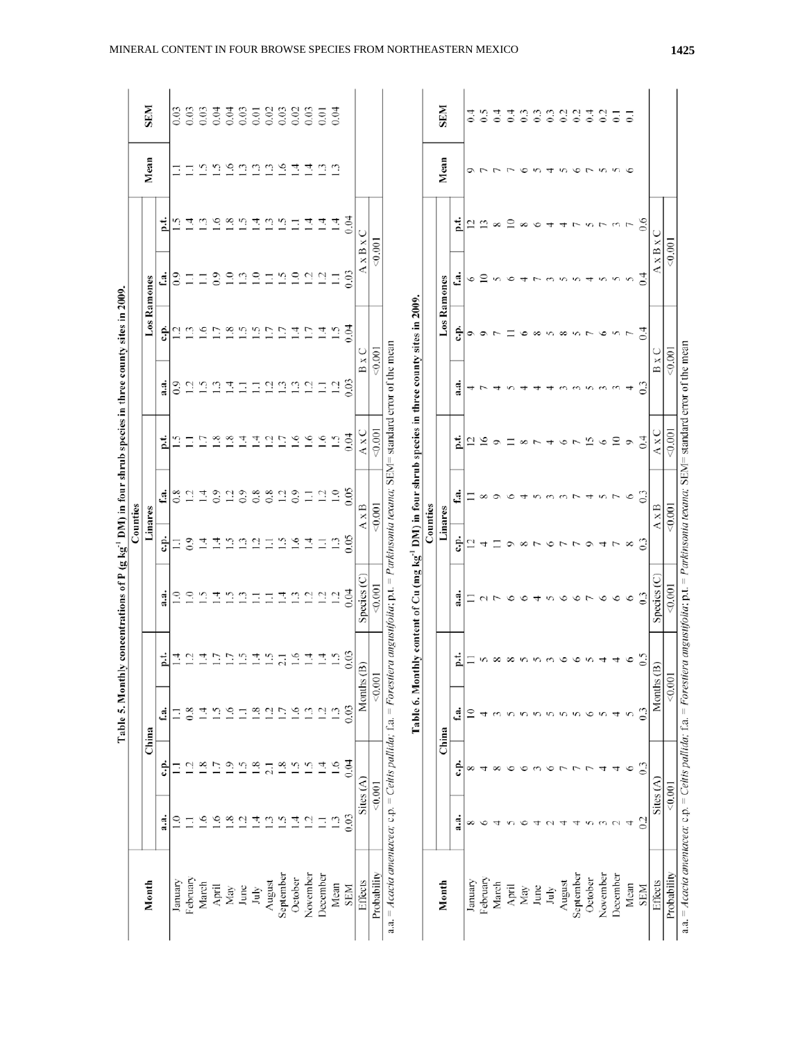**Table 5. Monthly concentrations of P (g kg$^{-1}$ DM) in four shrub species in three county sites in 2009.**

| Month | Counties | | | | | | | | | | | | Mean | SEM |
|---|---|---|---|---|---|---|---|---|---|---|---|---|---|---|
| | China | | | | Linares | | | | Los Ramones | | | | | |
| | a.a. | c.p. | f.a. | p.t. | a.a. | c.p. | f.a. | p.t. | a.a. | c.p. | f.a. | p.t. | | |
| January | 1.0 | 1.1 | 1.1 | 1.4 | 1.0 | 1.1 | 0.8 | 1.5 | 0.9 | 1.2 | 0.9 | 1.5 | 1.1 | 0.03 |
| February | 1.1 | 1.2 | 0.8 | 1.4 | 1.0 | 0.9 | 1.2 | 1.1 | 1.2 | 1.3 | 1.1 | 1.4 | 1.1 | 0.03 |
| March | 1.6 | 1.8 | 1.4 | 1.4 | 1.5 | 1.4 | 1.4 | 1.7 | 1.5 | 1.6 | 1.1 | 1.3 | 1.5 | 0.03 |
| April | 1.6 | 1.7 | 1.5 | 1.7 | 1.4 | 1.4 | 0.9 | 1.8 | 1.3 | 1.7 | 0.9 | 1.6 | 1.5 | 0.04 |
| May | 1.8 | 1.9 | 1.6 | 1.7 | 1.5 | 1.5 | 1.2 | 1.8 | 1.4 | 1.8 | 1.0 | 1.8 | 1.6 | 0.04 |
| June | 1.2 | 1.5 | 1.1 | 1.5 | 1.3 | 1.3 | 0.9 | 1.4 | 1.1 | 1.5 | 1.3 | 1.5 | 1.3 | 0.03 |
| July | 1.4 | 1.8 | 1.8 | 1.4 | 1.1 | 1.2 | 0.8 | 1.4 | 1.1 | 1.5 | 1.0 | 1.4 | 1.3 | 0.01 |
| August | 1.3 | 2.1 | 1.2 | 1.5 | 1.4 | 1.1 | 0.8 | 1.2 | 1.2 | 1.7 | 1.1 | 1.3 | 1.3 | 0.02 |
| September | 1.5 | 1.8 | 1.7 | 2.1 | 1.3 | 1.5 | 1.2 | 1.7 | 1.3 | 1.7 | 1.5 | 1.5 | 1.6 | 0.03 |
| October | 1.4 | 1.5 | 1.6 | 1.6 | 1.2 | 1.6 | 0.9 | 1.6 | 1.3 | 1.4 | 1.0 | 1.1 | 1.4 | 0.02 |
| November | 1.2 | 1.5 | 1.3 | 1.4 | 1.2 | 1.4 | 1.1 | 1.6 | 1.2 | 1.7 | 1.2 | 1.4 | 1.4 | 0.03 |
| December | 1.1 | 1.4 | 1.2 | 1.4 | 1.2 | 1.1 | 1.2 | 1.6 | 1.1 | 1.4 | 1.2 | 1.4 | 1.3 | 0.01 |
| Mean | 1.3 | 1.6 | 1.3 | 1.5 | 1.2 | 1.3 | 1.0 | 1.5 | 1.2 | 1.5 | 1.1 | 1.4 | 1.3 | 0.04 |
| SEM | 0.03 | 0.04 | 0.03 | 0.03 | 0.04 | 0.05 | 0.05 | 0.04 | 0.03 | 0.04 | 0.03 | 0.04 | | |

| Effects | Sites (A) | Months (B) | Species (C) | A x B | A x C | B x C | A x B x C |
|---|---|---|---|---|---|---|---|
| Probability | <0.001 | <0.001 | <0.001 | <0.001 | <0.001 | <0.001 | <0.001 |

a.a. = *Acacia amentacea*; c.p. = *Celtis pallida*; f.a. = *Forestiera angustifolia*; p.t. = *Parkinsonia texana*; SEM= standard error of the mean

**Table 6. Monthly content of Cu (mg kg$^{-1}$ DM) in four shrub species in three county sites in 2009.**

| Month | Counties | | | | | | | | | | | | Mean | SEM |
|---|---|---|---|---|---|---|---|---|---|---|---|---|---|---|
| | China | | | | Linares | | | | Los Ramones | | | | | |
| | a.a. | c.p. | f.a. | p.t. | a.a. | c.p. | f.a. | p.t. | a.a. | c.p. | f.a. | p.t. | | |
| January | 8 | 8 | 10 | 11 | 11 | 12 | 11 | 12 | 4 | 9 | 6 | 12 | 9 | 0.4 |
| February | 6 | 4 | 4 | 5 | 2 | 4 | 8 | 16 | 7 | 9 | 10 | 13 | 7 | 0.5 |
| March | 4 | 8 | 3 | 8 | 7 | 11 | 9 | 9 | 4 | 7 | 5 | 8 | 7 | 0.4 |
| April | 5 | 6 | 5 | 8 | 6 | 9 | 6 | 11 | 5 | 11 | 6 | 10 | 7 | 0.4 |
| May | 6 | 6 | 5 | 5 | 6 | 8 | 4 | 8 | 4 | 6 | 4 | 8 | 6 | 0.3 |
| June | 4 | 3 | 5 | 5 | 4 | 7 | 5 | 7 | 4 | 8 | 7 | 6 | 5 | 0.3 |
| July | 2 | 6 | 5 | 3 | 5 | 6 | 3 | 4 | 4 | 5 | 3 | 4 | 4 | 0.3 |
| August | 4 | 7 | 5 | 6 | 6 | 7 | 3 | 6 | 3 | 8 | 5 | 4 | 5 | 0.2 |
| September | 4 | 7 | 5 | 6 | 6 | 7 | 7 | 7 | 3 | 5 | 5 | 7 | 6 | 0.2 |
| October | 5 | 7 | 6 | 5 | 7 | 9 | 4 | 15 | 5 | 7 | 4 | 5 | 7 | 0.4 |
| November | 3 | 4 | 5 | 4 | 6 | 4 | 5 | 6 | 3 | 6 | 5 | 7 | 5 | 0.2 |
| December | 2 | 4 | 4 | 4 | 6 | 7 | 7 | 10 | 3 | 5 | 5 | 3 | 5 | 0.1 |
| Mean | 4 | 6 | 5 | 6 | 6 | 8 | 6 | 9 | 4 | 7 | 5 | 7 | 6 | 0.1 |
| SEM | 0.2 | 0.3 | 0.3 | 0.5 | 0.3 | 0.3 | 0.3 | 0.4 | 0.3 | 0.4 | 0.4 | 0.6 | | |

| Effects | Sites (A) | Months (B) | Species (C) | A x B | A x C | B x C | A x B x C |
|---|---|---|---|---|---|---|---|
| Probability | <0.001 | <0.001 | <0.001 | <0.001 | <0.001 | <0.001 | <0.001 |

a.a. = *Acacia amentacea*; c.p. = *Celtis pallida*; f.a. = *Forestiera angustifolia*; p.t. = *Parkinsonia texana*; SEM= standard error of the mean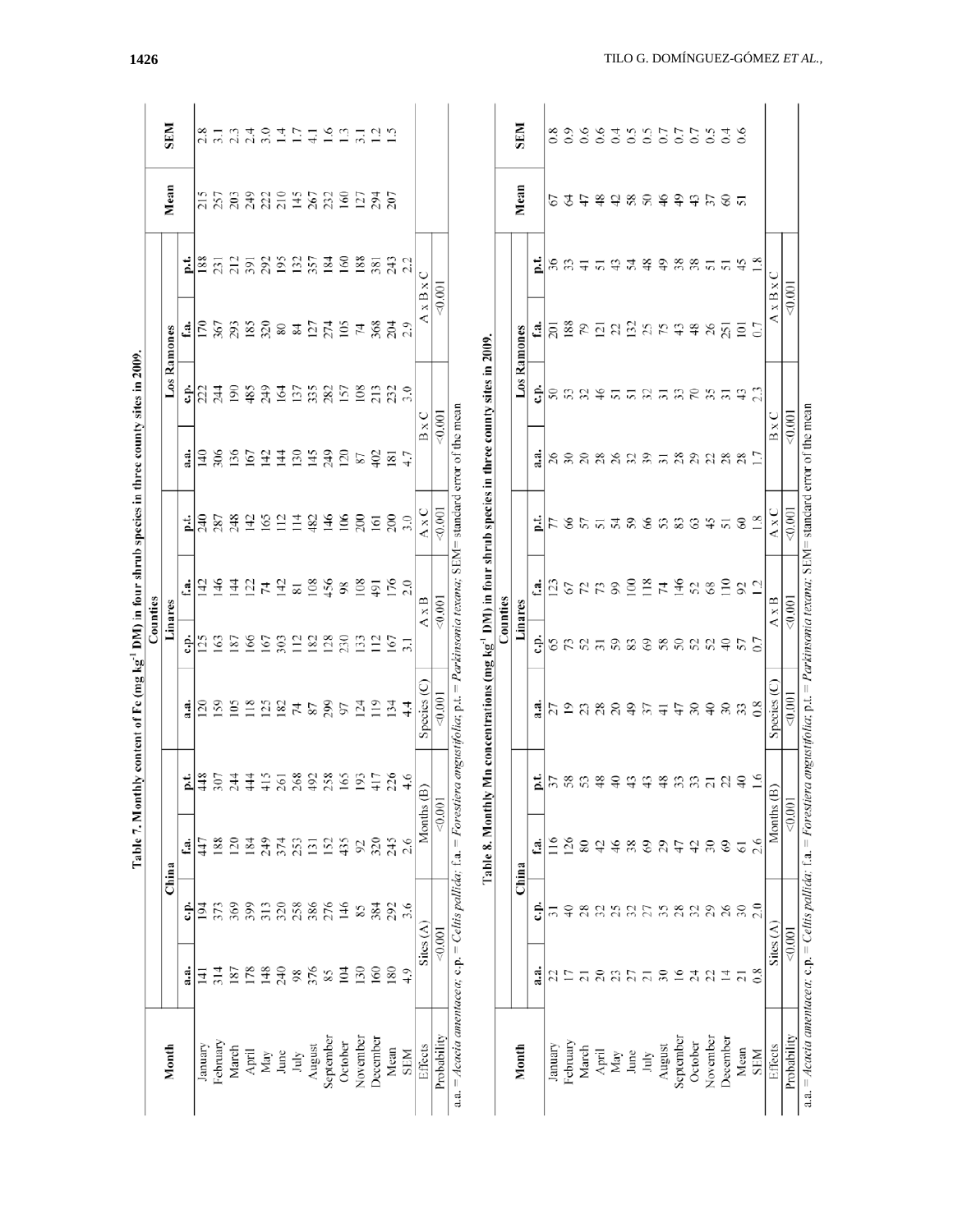**Table 7. Monthly content of Fe (mg kg$^{-1}$ DM) in four shrub species in three county sites in 2009.**

| Month | Counties | | | | | | | | | | | | Mean | SEM |
|---|---|---|---|---|---|---|---|---|---|---|---|---|---|---|
| | China | | | | Linares | | | | Los Ramones | | | | | |
| | a.a. | c.p. | f.a. | p.t. | a.a. | c.p. | f.a. | p.t. | a.a. | c.p. | f.a. | p.t. | | |
| January | 141 | 194 | 447 | 448 | 120 | 125 | 142 | 240 | 140 | 222 | 170 | 188 | 215 | 2.8 |
| February | 314 | 373 | 188 | 307 | 159 | 163 | 146 | 287 | 306 | 244 | 367 | 231 | 257 | 3.1 |
| March | 187 | 369 | 120 | 244 | 105 | 187 | 144 | 248 | 136 | 190 | 293 | 212 | 203 | 2.3 |
| April | 178 | 399 | 184 | 444 | 118 | 166 | 122 | 142 | 167 | 485 | 185 | 391 | 249 | 2.4 |
| May | 148 | 313 | 249 | 415 | 125 | 167 | 74 | 165 | 142 | 249 | 320 | 292 | 222 | 3.0 |
| June | 240 | 320 | 374 | 261 | 182 | 303 | 142 | 112 | 144 | 164 | 80 | 195 | 210 | 1.4 |
| July | 98 | 258 | 253 | 268 | 74 | 112 | 81 | 114 | 130 | 137 | 84 | 132 | 145 | 1.7 |
| August | 376 | 386 | 131 | 492 | 87 | 182 | 108 | 482 | 145 | 335 | 127 | 357 | 267 | 4.1 |
| September | 85 | 276 | 152 | 258 | 299 | 128 | 456 | 146 | 249 | 282 | 274 | 184 | 232 | 1.6 |
| October | 104 | 146 | 435 | 165 | 97 | 230 | 98 | 106 | 120 | 157 | 105 | 160 | 160 | 1.3 |
| November | 130 | 85 | 92 | 193 | 124 | 133 | 108 | 200 | 87 | 108 | 74 | 188 | 127 | 3.1 |
| December | 160 | 384 | 320 | 417 | 119 | 112 | 491 | 161 | 402 | 213 | 368 | 381 | 294 | 1.2 |
| Mean | 180 | 292 | 245 | 226 | 134 | 167 | 176 | 200 | 181 | 232 | 204 | 243 | 207 | 1.5 |
| SEM | 4.9 | 3.6 | 2.6 | 4.6 | 4.4 | 3.1 | 2.0 | 3.0 | 4.7 | 3.0 | 2.9 | 2.2 | | |
| Effects | Sites (A) | | Months (B) | | Species (C) | | A x B | A x C | | B x C | | A x B x C | | |
| Probability | <0.001 | | <0.001 | | <0.001 | | <0.001 | <0.001 | | <0.001 | | <0.001 | | |

a.a. = *Acacia amentacea*; c.p. = *Celtis pallida*; f.a. = *Forestiera angustifolia*; p.t. = *Parkinsonia texana*; SEM= standard error of the mean

**Table 8. Monthly Mn concentrations (mg kg$^{-1}$ DM) in four shrub species in three county sites in 2009.**

| Month | Counties | | | | | | | | | | | | Mean | SEM |
|---|---|---|---|---|---|---|---|---|---|---|---|---|---|---|
| | China | | | | Linares | | | | Los Ramones | | | | | |
| | a.a. | c.p. | f.a. | p.t. | a.a. | c.p. | f.a. | p.t. | a.a. | c.p. | f.a. | p.t. | | |
| January | 22 | 31 | 116 | 37 | 27 | 65 | 123 | 77 | 26 | 50 | 201 | 36 | 67 | 0.8 |
| February | 17 | 40 | 126 | 58 | 19 | 73 | 67 | 66 | 30 | 53 | 188 | 33 | 64 | 0.9 |
| March | 21 | 28 | 80 | 53 | 23 | 52 | 72 | 57 | 20 | 32 | 79 | 41 | 47 | 0.6 |
| April | 20 | 32 | 42 | 48 | 28 | 31 | 73 | 51 | 28 | 46 | 121 | 51 | 48 | 0.6 |
| May | 23 | 25 | 46 | 40 | 20 | 59 | 99 | 54 | 26 | 51 | 22 | 43 | 42 | 0.4 |
| June | 27 | 32 | 38 | 43 | 49 | 83 | 100 | 59 | 32 | 51 | 132 | 54 | 58 | 0.5 |
| July | 21 | 27 | 69 | 43 | 37 | 69 | 118 | 66 | 39 | 32 | 25 | 48 | 50 | 0.5 |
| August | 30 | 35 | 29 | 48 | 41 | 58 | 74 | 53 | 31 | 31 | 75 | 49 | 46 | 0.7 |
| September | 16 | 28 | 47 | 33 | 47 | 50 | 146 | 83 | 28 | 33 | 43 | 38 | 49 | 0.7 |
| October | 24 | 32 | 42 | 33 | 30 | 52 | 52 | 63 | 29 | 70 | 48 | 38 | 43 | 0.7 |
| November | 22 | 29 | 30 | 21 | 40 | 52 | 68 | 45 | 22 | 35 | 26 | 51 | 37 | 0.5 |
| December | 14 | 26 | 69 | 22 | 30 | 40 | 110 | 51 | 28 | 31 | 251 | 51 | 60 | 0.4 |
| Mean | 21 | 30 | 61 | 40 | 33 | 57 | 92 | 60 | 28 | 43 | 101 | 45 | 51 | 0.6 |
| SEM | 0.8 | 2.0 | 2.6 | 1.6 | 0.8 | 0.7 | 1.2 | 1.8 | 1.7 | 2.3 | 0.7 | 1.8 | | |
| Effects | Sites (A) | | Months (B) | | Species (C) | | A x B | A x C | | B x C | | A x B x C | | |
| Probability | <0.001 | | <0.001 | | <0.001 | | <0.001 | <0.001 | | <0.001 | | <0.001 | | |

a.a. = *Acacia amentacea*; c.p. = *Celtis pallida*; f.a. = *Forestiera angustifolia*; p.t. = *Parkinsonia texana*; SEM= standard error of the mean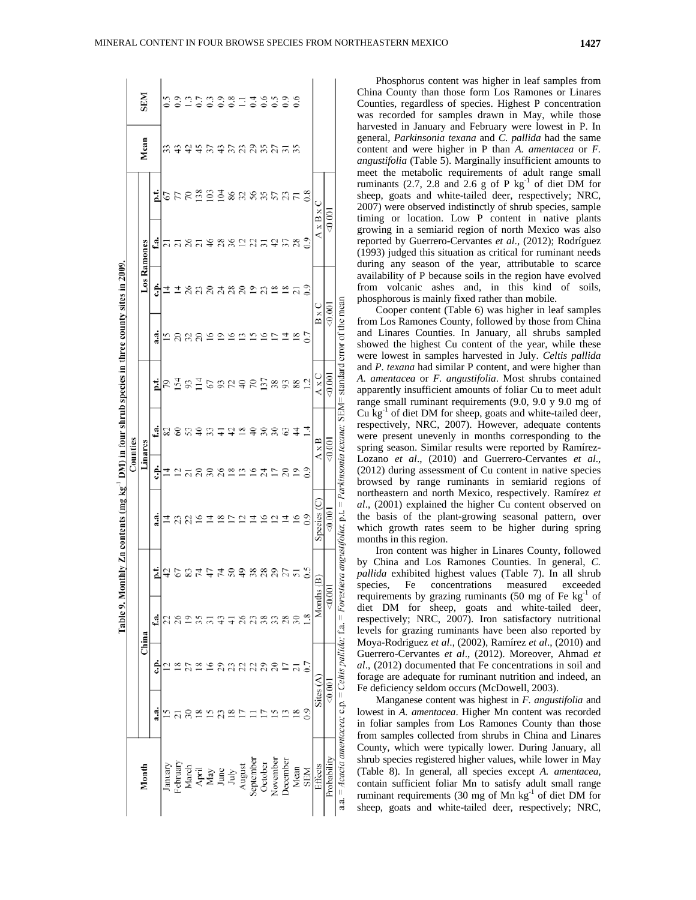**Table 9. Monthly Zn contents (mg kg$^{-1}$ DM) in four shrub species in three county sites in 2009.**

| Month | Counties | | | | | | | | | | | | Mean | SEM |
|---|---|---|---|---|---|---|---|---|---|---|---|---|---|---|
| | China | | | | Linares | | | | Los Ramones | | | | | |
| | a.a. | c.p. | f.a. | p.t. | a.a. | c.p. | f.a. | p.t. | a.a. | c.p. | f.a. | p.t. | | |
| January | 15 | 12 | 22 | 42 | 14 | 14 | 82 | 79 | 15 | 14 | 21 | 67 | 33 | 0.5 |
| February | 21 | 18 | 26 | 67 | 23 | 12 | 60 | 154 | 20 | 14 | 21 | 77 | 43 | 0.9 |
| March | 30 | 27 | 19 | 83 | 22 | 21 | 53 | 93 | 32 | 26 | 26 | 70 | 42 | 1.3 |
| April | 18 | 18 | 35 | 74 | 16 | 20 | 40 | 114 | 20 | 23 | 21 | 138 | 45 | 0.7 |
| May | 15 | 16 | 31 | 47 | 14 | 30 | 33 | 67 | 16 | 20 | 46 | 103 | 37 | 0.3 |
| June | 23 | 29 | 43 | 74 | 18 | 26 | 41 | 93 | 19 | 24 | 28 | 104 | 43 | 0.9 |
| July | 18 | 23 | 41 | 50 | 17 | 18 | 42 | 72 | 16 | 28 | 36 | 86 | 37 | 0.8 |
| August | 17 | 22 | 26 | 49 | 12 | 13 | 18 | 40 | 13 | 20 | 12 | 32 | 23 | 1.1 |
| September | 11 | 22 | 23 | 38 | 14 | 16 | 40 | 70 | 15 | 19 | 22 | 56 | 29 | 0.4 |
| October | 17 | 29 | 38 | 28 | 16 | 24 | 30 | 137 | 16 | 23 | 31 | 35 | 35 | 0.6 |
| November | 15 | 20 | 33 | 29 | 12 | 17 | 30 | 38 | 17 | 18 | 42 | 57 | 27 | 0.5 |
| December | 13 | 17 | 28 | 27 | 14 | 20 | 63 | 93 | 14 | 18 | 37 | 23 | 31 | 0.9 |
| Mean | 18 | 21 | 30 | 51 | 16 | 19 | 44 | 88 | 18 | 21 | 28 | 71 | 35 | 0.6 |
| SEM | 0.9 | 0.7 | 1.8 | 0.5 | 0.9 | 0.9 | 1.4 | 1.2 | 0.7 | 0.9 | 0.9 | 0.8 | | |
| Effects | Sites (A) | | Months (B) | | Species (C) | | A x B | | A x C | B x C | | A x B x C | | |
| Probability | <0.001 | | <0.001 | | <0.001 | | <0.001 | | <0.001 | <0.001 | | <0.001 | | |

a.a. = *Acacia amentacea*; c.p. = *Celtis pallida*; f.a. = *Forestiera angustifolia*; p.t. = *Parkinsonia texana*; SEM= standard error of the mean

Phosphorus content was higher in leaf samples from China County than those form Los Ramones or Linares Counties, regardless of species. Highest P concentration was recorded for samples drawn in May, while those harvested in January and February were lowest in P. In general, *Parkinsonia texana* and *C. pallida* had the same content and were higher in P than *A. amentacea* or *F. angustifolia* (Table 5). Marginally insufficient amounts to meet the metabolic requirements of adult range small ruminants (2.7, 2.8 and 2.6 g of P kg$^{-1}$ of diet DM for sheep, goats and white-tailed deer, respectively; NRC, 2007) were observed indistinctly of shrub species, sample timing or location. Low P content in native plants growing in a semiarid region of north Mexico was also reported by Guerrero-Cervantes *et al*., (2012); Rodríguez (1993) judged this situation as critical for ruminant needs during any season of the year, attributable to scarce availability of P because soils in the region have evolved from volcanic ashes and, in this kind of soils, phosphorous is mainly fixed rather than mobile.

Cooper content (Table 6) was higher in leaf samples from Los Ramones County, followed by those from China and Linares Counties. In January, all shrubs sampled showed the highest Cu content of the year, while these were lowest in samples harvested in July. *Celtis pallida* and *P. texana* had similar P content, and were higher than *A. amentacea* or *F. angustifolia*. Most shrubs contained apparently insufficient amounts of foliar Cu to meet adult range small ruminant requirements (9.0, 9.0 y 9.0 mg of Cu kg$^{-1}$ of diet DM for sheep, goats and white-tailed deer, respectively, NRC, 2007). However, adequate contents were present unevenly in months corresponding to the spring season. Similar results were reported by Ramírez-Lozano *et al*., (2010) and Guerrero-Cervantes *et al*., (2012) during assessment of Cu content in native species browsed by range ruminants in semiarid regions of northeastern and north Mexico, respectively. Ramírez *et al*., (2001) explained the higher Cu content observed on the basis of the plant-growing seasonal pattern, over which growth rates seem to be higher during spring months in this region.

Iron content was higher in Linares County, followed by China and Los Ramones Counties. In general, *C. pallida* exhibited highest values (Table 7). In all shrub species, Fe concentrations measured exceeded requirements by grazing ruminants (50 mg of Fe kg$^{-1}$ of diet DM for sheep, goats and white-tailed deer, respectively; NRC, 2007). Iron satisfactory nutritional levels for grazing ruminants have been also reported by Moya-Rodriguez *et al*., (2002), Ramírez *et al*., (2010) and Guerrero-Cervantes *et al*., (2012). Moreover, Ahmad *et al*., (2012) documented that Fe concentrations in soil and forage are adequate for ruminant nutrition and indeed, an Fe deficiency seldom occurs (McDowell, 2003).

Manganese content was highest in *F. angustifolia* and lowest in *A. amentacea*. Higher Mn content was recorded in foliar samples from Los Ramones County than those from samples collected from shrubs in China and Linares County, which were typically lower. During January, all shrub species registered higher values, while lower in May (Table 8). In general, all species except *A. amentacea,* contain sufficient foliar Mn to satisfy adult small range ruminant requirements (30 mg of Mn kg$^{-1}$ of diet DM for sheep, goats and white-tailed deer, respectively; NRC,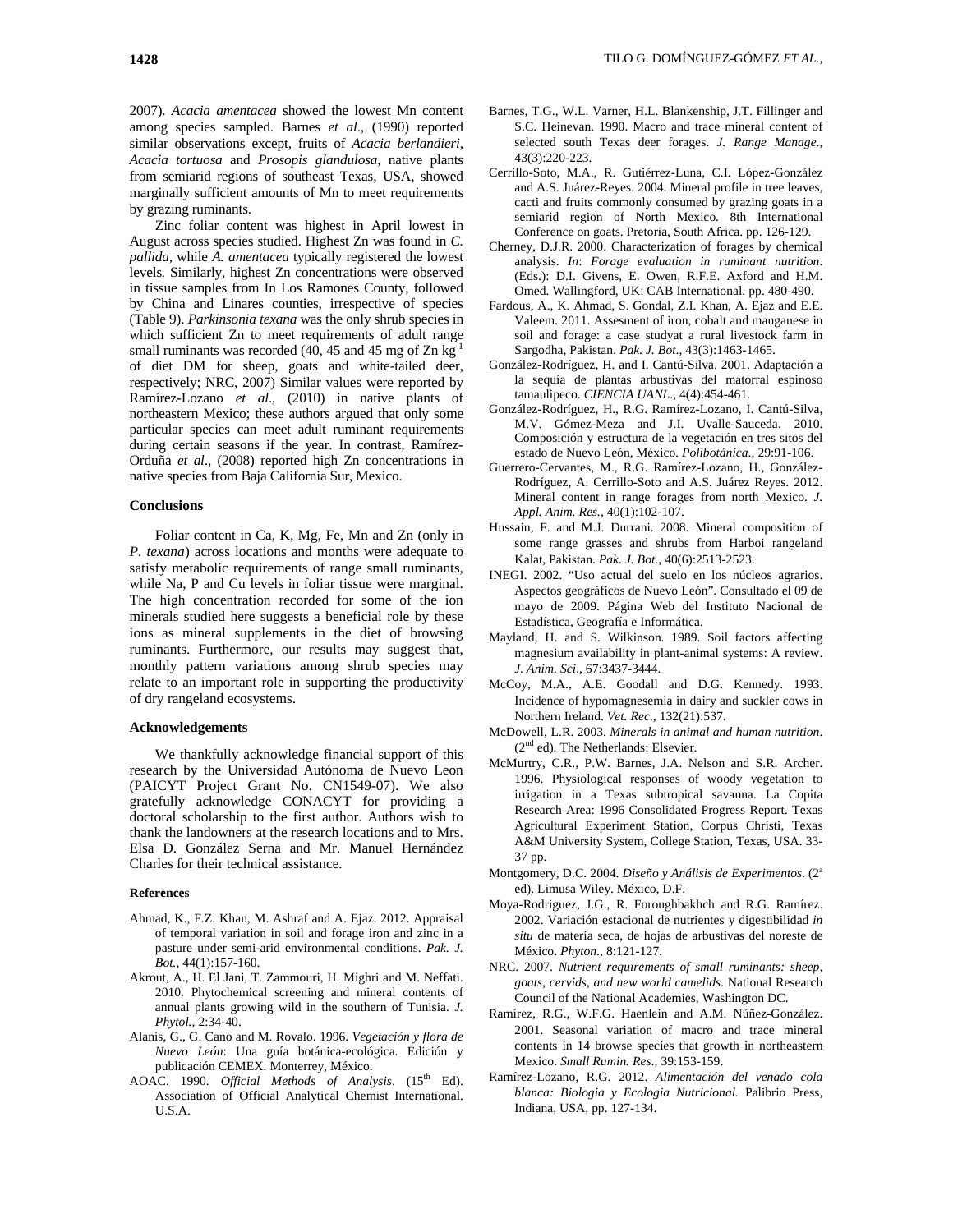2007). *Acacia amentacea* showed the lowest Mn content among species sampled. Barnes *et al*., (1990) reported similar observations except, fruits of *Acacia berlandieri*, *Acacia tortuosa* and *Prosopis glandulosa*, native plants from semiarid regions of southeast Texas, USA, showed marginally sufficient amounts of Mn to meet requirements by grazing ruminants.

Zinc foliar content was highest in April lowest in August across species studied. Highest Zn was found in *C. pallida*, while *A. amentacea* typically registered the lowest levels. Similarly, highest Zn concentrations were observed in tissue samples from In Los Ramones County, followed by China and Linares counties, irrespective of species (Table 9). *Parkinsonia texana* was the only shrub species in which sufficient Zn to meet requirements of adult range small ruminants was recorded (40, 45 and 45 mg of Zn $kg^{-1}$ of diet DM for sheep, goats and white-tailed deer, respectively; NRC, 2007) Similar values were reported by Ramírez-Lozano *et al*., (2010) in native plants of northeastern Mexico; these authors argued that only some particular species can meet adult ruminant requirements during certain seasons if the year. In contrast, Ramírez-Orduña *et al*., (2008) reported high Zn concentrations in native species from Baja California Sur, Mexico.

## Conclusions

Foliar content in Ca, K, Mg, Fe, Mn and Zn (only in *P. texana*) across locations and months were adequate to satisfy metabolic requirements of range small ruminants, while Na, P and Cu levels in foliar tissue were marginal. The high concentration recorded for some of the ion minerals studied here suggests a beneficial role by these ions as mineral supplements in the diet of browsing ruminants. Furthermore, our results may suggest that, monthly pattern variations among shrub species may relate to an important role in supporting the productivity of dry rangeland ecosystems.

## Acknowledgements

We thankfully acknowledge financial support of this research by the Universidad Autónoma de Nuevo Leon (PAICYT Project Grant No. CN1549-07). We also gratefully acknowledge CONACYT for providing a doctoral scholarship to the first author. Authors wish to thank the landowners at the research locations and to Mrs. Elsa D. González Serna and Mr. Manuel Hernández Charles for their technical assistance.

## References

Ahmad, K., F.Z. Khan, M. Ashraf and A. Ejaz. 2012. Appraisal of temporal variation in soil and forage iron and zinc in a pasture under semi-arid environmental conditions. *Pak. J. Bot.*, 44(1):157-160.

Akrout, A., H. El Jani, T. Zammouri, H. Mighri and M. Neffati. 2010. Phytochemical screening and mineral contents of annual plants growing wild in the southern of Tunisia. *J. Phytol.*, 2:34-40.

Alanís, G., G. Cano and M. Rovalo. 1996. *Vegetación y flora de Nuevo León*: Una guía botánica-ecológica. Edición y publicación CEMEX. Monterrey, México.

AOAC. 1990. *Official Methods of Analysis*. (15th Ed). Association of Official Analytical Chemist International. U.S.A.

Barnes, T.G., W.L. Varner, H.L. Blankenship, J.T. Fillinger and S.C. Heinevan. 1990. Macro and trace mineral content of selected south Texas deer forages. *J. Range Manage*., 43(3):220-223.

Cerrillo-Soto, M.A., R. Gutiérrez-Luna, C.I. López-González and A.S. Juárez-Reyes. 2004. Mineral profile in tree leaves, cacti and fruits commonly consumed by grazing goats in a semiarid region of North Mexico. 8th International Conference on goats. Pretoria, South Africa. pp. 126-129.

Cherney, D.J.R. 2000. Characterization of forages by chemical analysis. *In*: *Forage evaluation in ruminant nutrition*. (Eds.): D.I. Givens, E. Owen, R.F.E. Axford and H.M. Omed. Wallingford, UK: CAB International. pp. 480-490.

Fardous, A., K. Ahmad, S. Gondal, Z.I. Khan, A. Ejaz and E.E. Valeem. 2011. Assesment of iron, cobalt and manganese in soil and forage: a case studyat a rural livestock farm in Sargodha, Pakistan. *Pak. J. Bot*., 43(3):1463-1465.

González-Rodríguez, H. and I. Cantú-Silva. 2001. Adaptación a la sequía de plantas arbustivas del matorral espinoso tamaulipeco. *CIENCIA UANL*., 4(4):454-461.

González-Rodríguez, H., R.G. Ramírez-Lozano, I. Cantú-Silva, M.V. Gómez-Meza and J.I. Uvalle-Sauceda. 2010. Composición y estructura de la vegetación en tres sitos del estado de Nuevo León, México. *Polibotánica*., 29:91-106.

Guerrero-Cervantes, M., R.G. Ramírez-Lozano, H., González-Rodríguez, A. Cerrillo-Soto and A.S. Juárez Reyes. 2012. Mineral content in range forages from north Mexico. *J. Appl. Anim. Res.*, 40(1):102-107.

Hussain, F. and M.J. Durrani. 2008. Mineral composition of some range grasses and shrubs from Harboi rangeland Kalat, Pakistan. *Pak. J. Bot*., 40(6):2513-2523.

INEGI. 2002. "Uso actual del suelo en los núcleos agrarios. Aspectos geográficos de Nuevo León". Consultado el 09 de mayo de 2009. Página Web del Instituto Nacional de Estadística, Geografía e Informática.

Mayland, H. and S. Wilkinson. 1989. Soil factors affecting magnesium availability in plant-animal systems: A review. *J. Anim. Sci*., 67:3437-3444.

McCoy, M.A., A.E. Goodall and D.G. Kennedy. 1993. Incidence of hypomagnesemia in dairy and suckler cows in Northern Ireland. *Vet. Rec.*, 132(21):537.

McDowell, L.R. 2003. *Minerals in animal and human nutrition*. (2nd ed). The Netherlands: Elsevier.

McMurtry, C.R., P.W. Barnes, J.A. Nelson and S.R. Archer. 1996. Physiological responses of woody vegetation to irrigation in a Texas subtropical savanna. La Copita Research Area: 1996 Consolidated Progress Report. Texas Agricultural Experiment Station, Corpus Christi, Texas A&M University System, College Station, Texas, USA. 33-37 pp.

Montgomery, D.C. 2004. *Diseño y Análisis de Experimentos*. (2ª ed). Limusa Wiley. México, D.F.

Moya-Rodriguez, J.G., R. Foroughbakhch and R.G. Ramírez. 2002. Variación estacional de nutrientes y digestibilidad *in situ* de materia seca, de hojas de arbustivas del noreste de México. *Phyton*., 8:121-127.

NRC. 2007. *Nutrient requirements of small ruminants: sheep, goats, cervids, and new world camelids*. National Research Council of the National Academies, Washington DC.

Ramírez, R.G., W.F.G. Haenlein and A.M. Núñez-González. 2001. Seasonal variation of macro and trace mineral contents in 14 browse species that growth in northeastern Mexico. *Small Rumin. Res*., 39:153-159.

Ramírez-Lozano, R.G. 2012. *Alimentación del venado cola blanca: Biologia y Ecologia Nutricional.* Palibrio Press, Indiana, USA, pp. 127-134.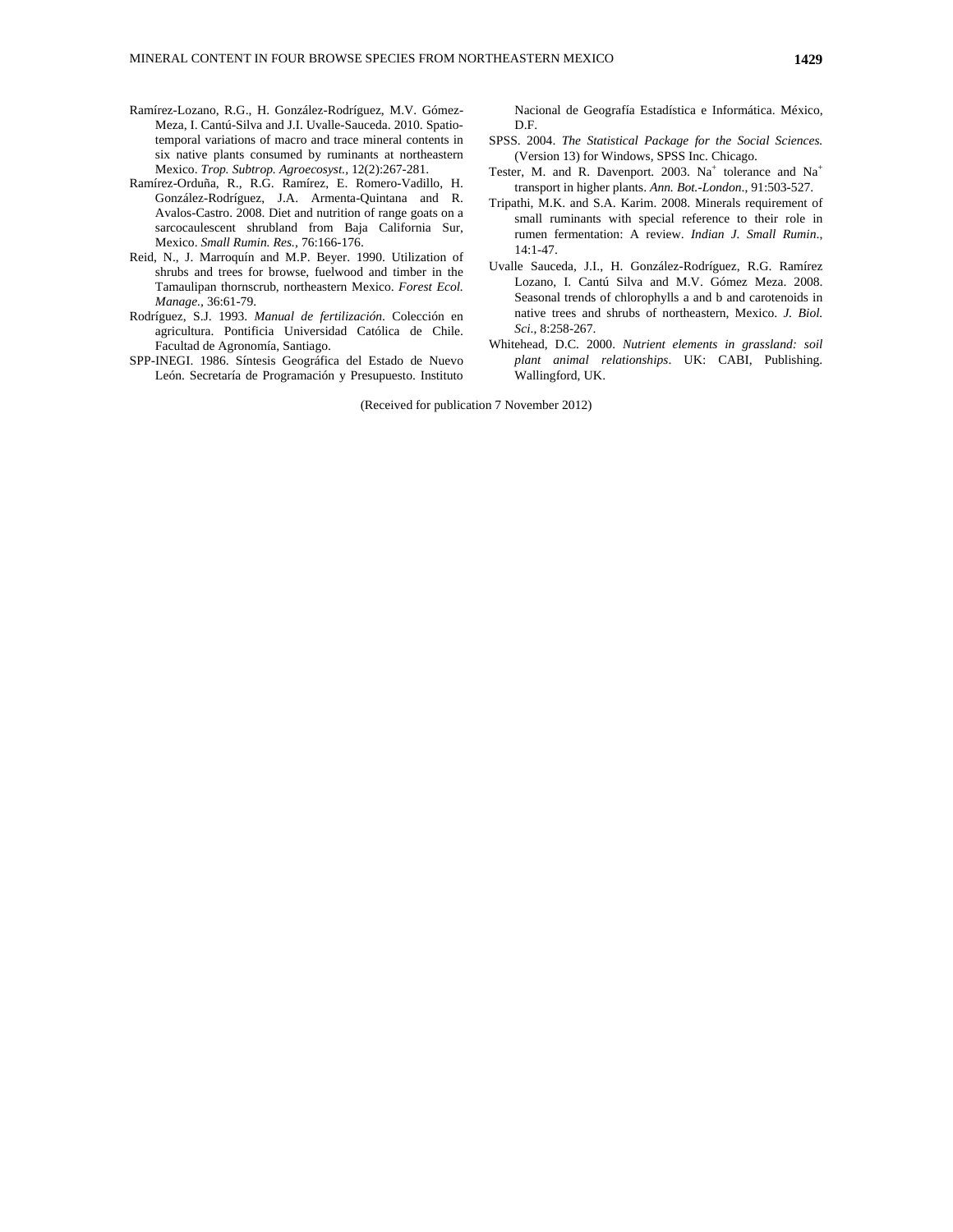Ramírez-Lozano, R.G., H. González-Rodríguez, M.V. Gómez-Meza, I. Cantú-Silva and J.I. Uvalle-Sauceda. 2010. Spatio-temporal variations of macro and trace mineral contents in six native plants consumed by ruminants at northeastern Mexico. *Trop. Subtrop. Agroecosyst.*, 12(2):267-281.

Ramírez-Orduña, R., R.G. Ramírez, E. Romero-Vadillo, H. González-Rodríguez, J.A. Armenta-Quintana and R. Avalos-Castro. 2008. Diet and nutrition of range goats on a sarcocaulescent shrubland from Baja California Sur, Mexico. *Small Rumin. Res.*, 76:166-176.

Reid, N., J. Marroquín and M.P. Beyer. 1990. Utilization of shrubs and trees for browse, fuelwood and timber in the Tamaulipan thornscrub, northeastern Mexico. *Forest Ecol. Manage.*, 36:61-79.

Rodríguez, S.J. 1993. *Manual de fertilización*. Colección en agricultura. Pontificia Universidad Católica de Chile. Facultad de Agronomía, Santiago.

SPP-INEGI. 1986. Síntesis Geográfica del Estado de Nuevo León. Secretaría de Programación y Presupuesto. Instituto Nacional de Geografía Estadística e Informática. México, D.F.

SPSS. 2004. *The Statistical Package for the Social Sciences.* (Version 13) for Windows, SPSS Inc. Chicago.

Tester, M. and R. Davenport. 2003. $Na^+$ tolerance and $Na^+$ transport in higher plants. *Ann. Bot.-London*., 91:503-527.

Tripathi, M.K. and S.A. Karim. 2008. Minerals requirement of small ruminants with special reference to their role in rumen fermentation: A review. *Indian J. Small Rumin.*, 14:1-47.

Uvalle Sauceda, J.I., H. González-Rodríguez, R.G. Ramírez Lozano, I. Cantú Silva and M.V. Gómez Meza. 2008. Seasonal trends of chlorophylls a and b and carotenoids in native trees and shrubs of northeastern, Mexico. *J. Biol. Sci.*, 8:258-267.

Whitehead, D.C. 2000. *Nutrient elements in grassland: soil plant animal relationships*. UK: CABI, Publishing. Wallingford, UK.

(Received for publication 7 November 2012)